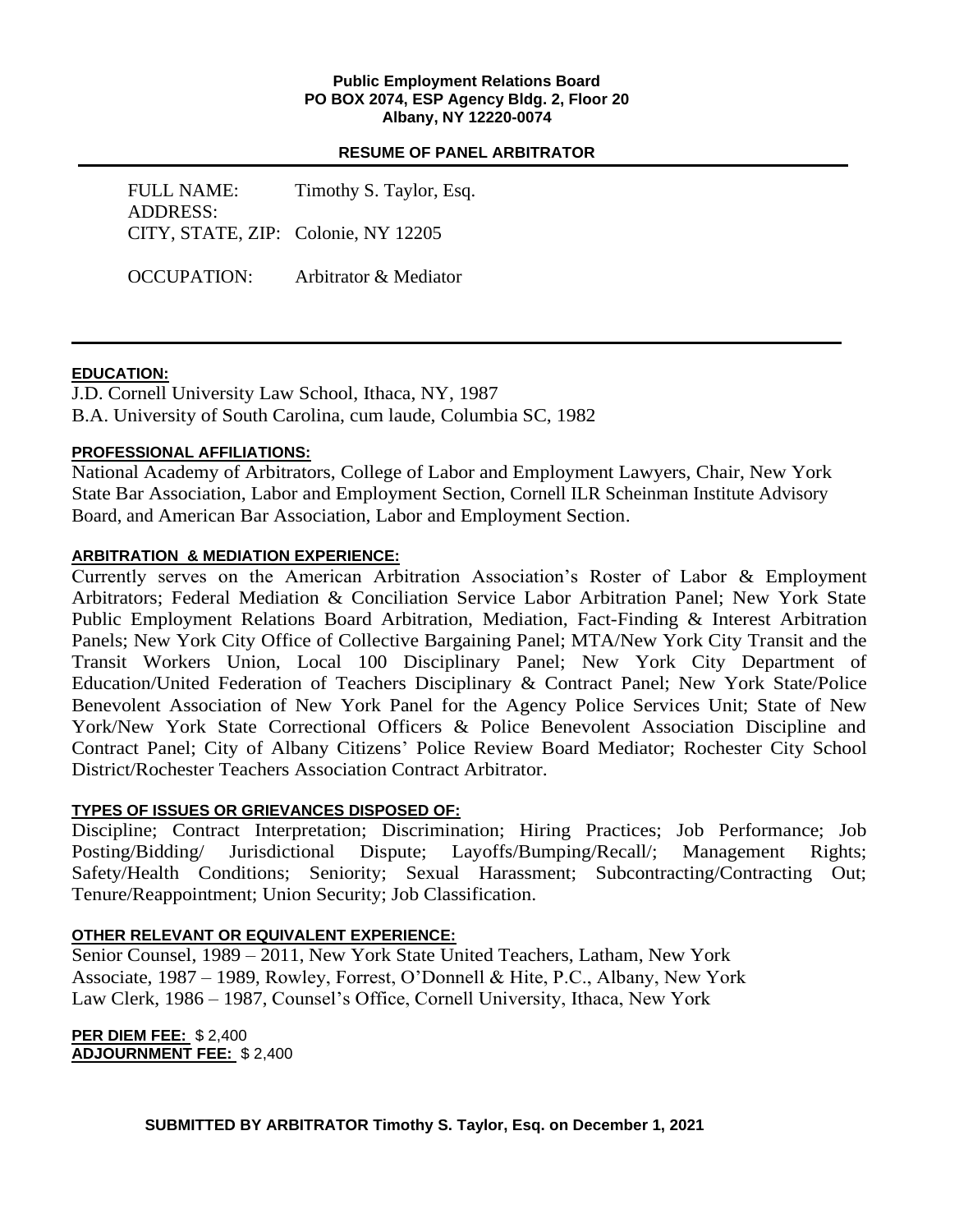**Public Employment Relations Board**
**PO BOX 2074, ESP Agency Bldg. 2, Floor 20**
**Albany, NY 12220-0074**

**RESUME OF PANEL ARBITRATOR**

FULL NAME: Timothy S. Taylor, Esq.
ADDRESS:
CITY, STATE, ZIP: Colonie, NY 12205

OCCUPATION: Arbitrator & Mediator

---

**EDUCATION:**

J.D. Cornell University Law School, Ithaca, NY, 1987
B.A. University of South Carolina, cum laude, Columbia SC, 1982

**PROFESSIONAL AFFILIATIONS:**

National Academy of Arbitrators, College of Labor and Employment Lawyers, Chair, New York State Bar Association, Labor and Employment Section, Cornell ILR Scheinman Institute Advisory Board, and American Bar Association, Labor and Employment Section.

**ARBITRATION & MEDIATION EXPERIENCE:**

Currently serves on the American Arbitration Association's Roster of Labor & Employment Arbitrators; Federal Mediation & Conciliation Service Labor Arbitration Panel; New York State Public Employment Relations Board Arbitration, Mediation, Fact-Finding & Interest Arbitration Panels; New York City Office of Collective Bargaining Panel; MTA/New York City Transit and the Transit Workers Union, Local 100 Disciplinary Panel; New York City Department of Education/United Federation of Teachers Disciplinary & Contract Panel; New York State/Police Benevolent Association of New York Panel for the Agency Police Services Unit; State of New York/New York State Correctional Officers & Police Benevolent Association Discipline and Contract Panel; City of Albany Citizens' Police Review Board Mediator; Rochester City School District/Rochester Teachers Association Contract Arbitrator.

**TYPES OF ISSUES OR GRIEVANCES DISPOSED OF:**

Discipline; Contract Interpretation; Discrimination; Hiring Practices; Job Performance; Job Posting/Bidding/ Jurisdictional Dispute; Layoffs/Bumping/Recall/; Management Rights; Safety/Health Conditions; Seniority; Sexual Harassment; Subcontracting/Contracting Out; Tenure/Reappointment; Union Security; Job Classification.

**OTHER RELEVANT OR EQUIVALENT EXPERIENCE:**

Senior Counsel, 1989 – 2011, New York State United Teachers, Latham, New York
Associate, 1987 – 1989, Rowley, Forrest, O'Donnell & Hite, P.C., Albany, New York
Law Clerk, 1986 – 1987, Counsel's Office, Cornell University, Ithaca, New York

**PER DIEM FEE:** $ 2,400
**ADJOURNMENT FEE:** $ 2,400

**SUBMITTED BY ARBITRATOR Timothy S. Taylor, Esq. on December 1, 2021**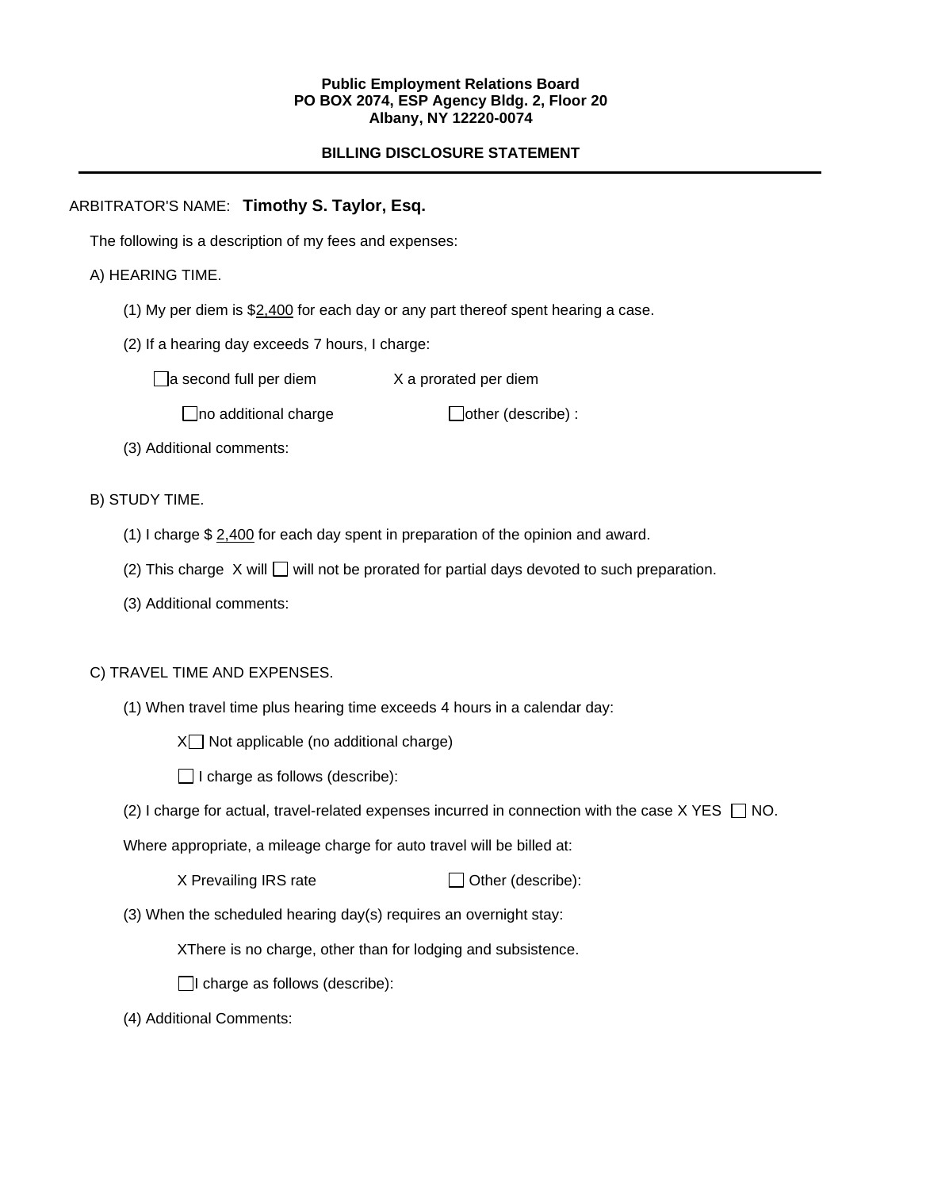**Public Employment Relations Board**
**PO BOX 2074, ESP Agency Bldg. 2, Floor 20**
**Albany, NY 12220-0074**

**BILLING DISCLOSURE STATEMENT**

---

ARBITRATOR'S NAME: **Timothy S. Taylor, Esq.**

The following is a description of my fees and expenses:

A) HEARING TIME.

(1) My per diem is $2,400 for each day or any part thereof spent hearing a case.

(2) If a hearing day exceeds 7 hours, I charge:

☐ a second full per diem X a prorated per diem

☐ no additional charge ☐ other (describe) :

(3) Additional comments:

B) STUDY TIME.

(1) I charge $ 2,400 for each day spent in preparation of the opinion and award.

(2) This charge X will ☐ will not be prorated for partial days devoted to such preparation.

(3) Additional comments:

C) TRAVEL TIME AND EXPENSES.

(1) When travel time plus hearing time exceeds 4 hours in a calendar day:

X☐ Not applicable (no additional charge)

☐ I charge as follows (describe):

(2) I charge for actual, travel-related expenses incurred in connection with the case X YES ☐ NO.

Where appropriate, a mileage charge for auto travel will be billed at:

X Prevailing IRS rate ☐ Other (describe):

(3) When the scheduled hearing day(s) requires an overnight stay:

XThere is no charge, other than for lodging and subsistence.

☐ I charge as follows (describe):

(4) Additional Comments: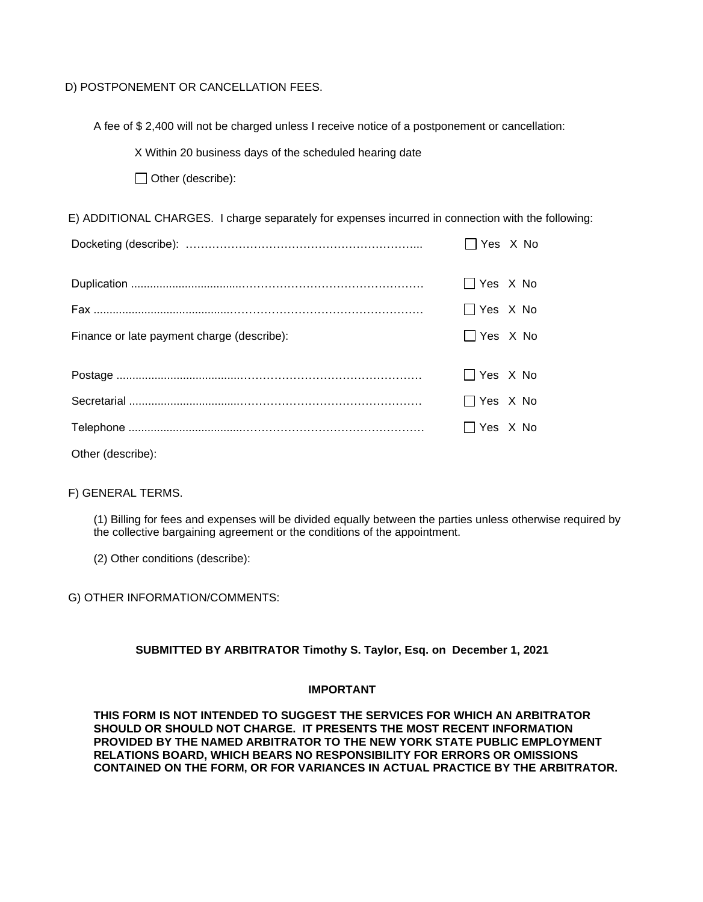D) POSTPONEMENT OR CANCELLATION FEES.

A fee of $ 2,400 will not be charged unless I receive notice of a postponement or cancellation:

X Within 20 business days of the scheduled hearing date

☐ Other (describe):

E) ADDITIONAL CHARGES. I charge separately for expenses incurred in connection with the following:

| | |
|---|---|
| Docketing (describe): ………………………………………………….. | ☐ Yes X No |
| Duplication ………………………………………………………… | ☐ Yes X No |
| Fax ………………………………………………………………… | ☐ Yes X No |
| Finance or late payment charge (describe): | ☐ Yes X No |
| Postage …………………………………………………………… | ☐ Yes X No |
| Secretarial ………………………………………………………… | ☐ Yes X No |
| Telephone ………………………………………………………… | ☐ Yes X No |

Other (describe):

F) GENERAL TERMS.

(1) Billing for fees and expenses will be divided equally between the parties unless otherwise required by the collective bargaining agreement or the conditions of the appointment.

(2) Other conditions (describe):

G) OTHER INFORMATION/COMMENTS:

**SUBMITTED BY ARBITRATOR Timothy S. Taylor, Esq. on December 1, 2021**

**IMPORTANT**

**THIS FORM IS NOT INTENDED TO SUGGEST THE SERVICES FOR WHICH AN ARBITRATOR SHOULD OR SHOULD NOT CHARGE. IT PRESENTS THE MOST RECENT INFORMATION PROVIDED BY THE NAMED ARBITRATOR TO THE NEW YORK STATE PUBLIC EMPLOYMENT RELATIONS BOARD, WHICH BEARS NO RESPONSIBILITY FOR ERRORS OR OMISSIONS CONTAINED ON THE FORM, OR FOR VARIANCES IN ACTUAL PRACTICE BY THE ARBITRATOR.**